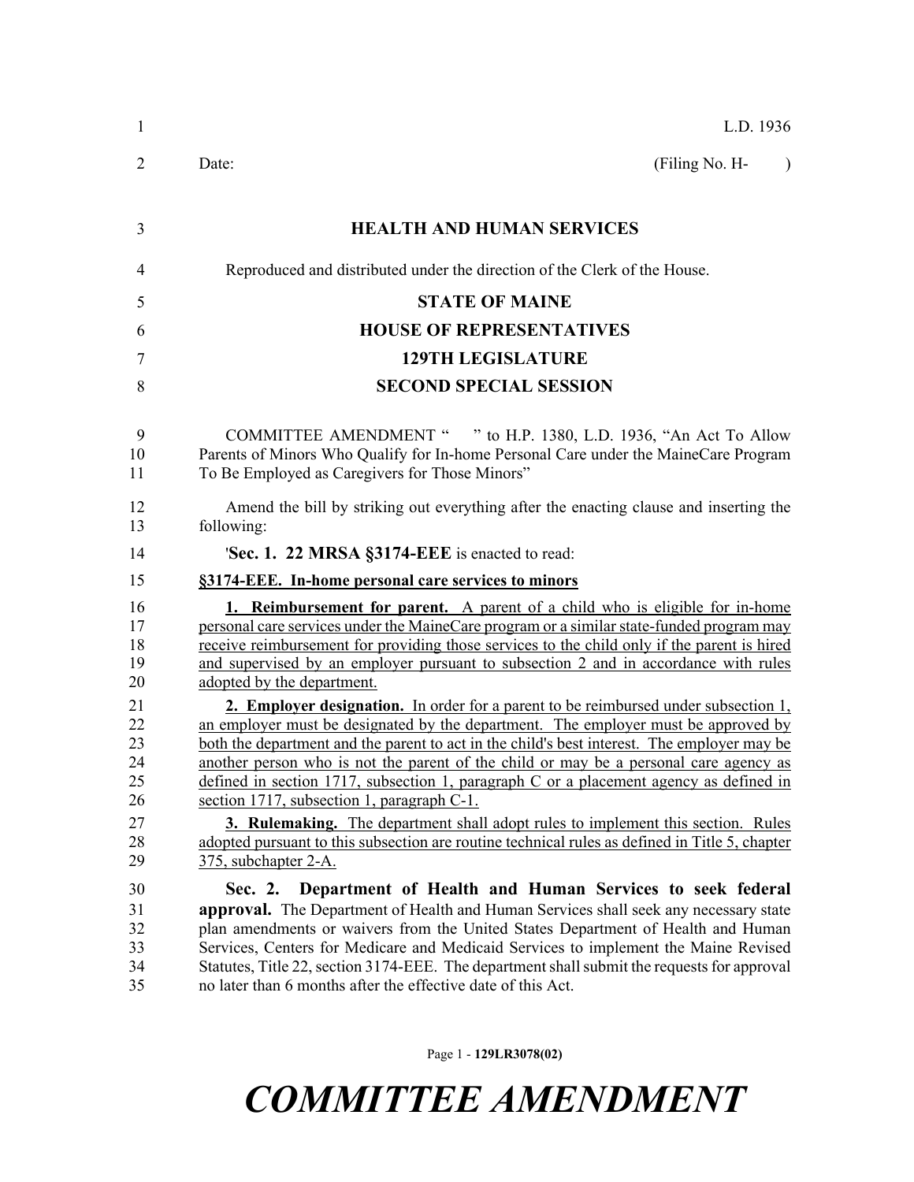L.D. 1936

Date: (Filing No. H- )

## HEALTH AND HUMAN SERVICES

Reproduced and distributed under the direction of the Clerk of the House.

## STATE OF MAINE
## HOUSE OF REPRESENTATIVES
## 129TH LEGISLATURE
## SECOND SPECIAL SESSION

COMMITTEE AMENDMENT " " to H.P. 1380, L.D. 1936, "An Act To Allow Parents of Minors Who Qualify for In-home Personal Care under the MaineCare Program To Be Employed as Caregivers for Those Minors"

Amend the bill by striking out everything after the enacting clause and inserting the following:

'**Sec. 1. 22 MRSA §3174-EEE** is enacted to read:

**§3174-EEE. In-home personal care services to minors**

**1. Reimbursement for parent.** A parent of a child who is eligible for in-home personal care services under the MaineCare program or a similar state-funded program may receive reimbursement for providing those services to the child only if the parent is hired and supervised by an employer pursuant to subsection 2 and in accordance with rules adopted by the department.

**2. Employer designation.** In order for a parent to be reimbursed under subsection 1, an employer must be designated by the department. The employer must be approved by both the department and the parent to act in the child's best interest. The employer may be another person who is not the parent of the child or may be a personal care agency as defined in section 1717, subsection 1, paragraph C or a placement agency as defined in section 1717, subsection 1, paragraph C-1.

**3. Rulemaking.** The department shall adopt rules to implement this section. Rules adopted pursuant to this subsection are routine technical rules as defined in Title 5, chapter 375, subchapter 2-A.

**Sec. 2. Department of Health and Human Services to seek federal approval.** The Department of Health and Human Services shall seek any necessary state plan amendments or waivers from the United States Department of Health and Human Services, Centers for Medicare and Medicaid Services to implement the Maine Revised Statutes, Title 22, section 3174-EEE. The department shall submit the requests for approval no later than 6 months after the effective date of this Act.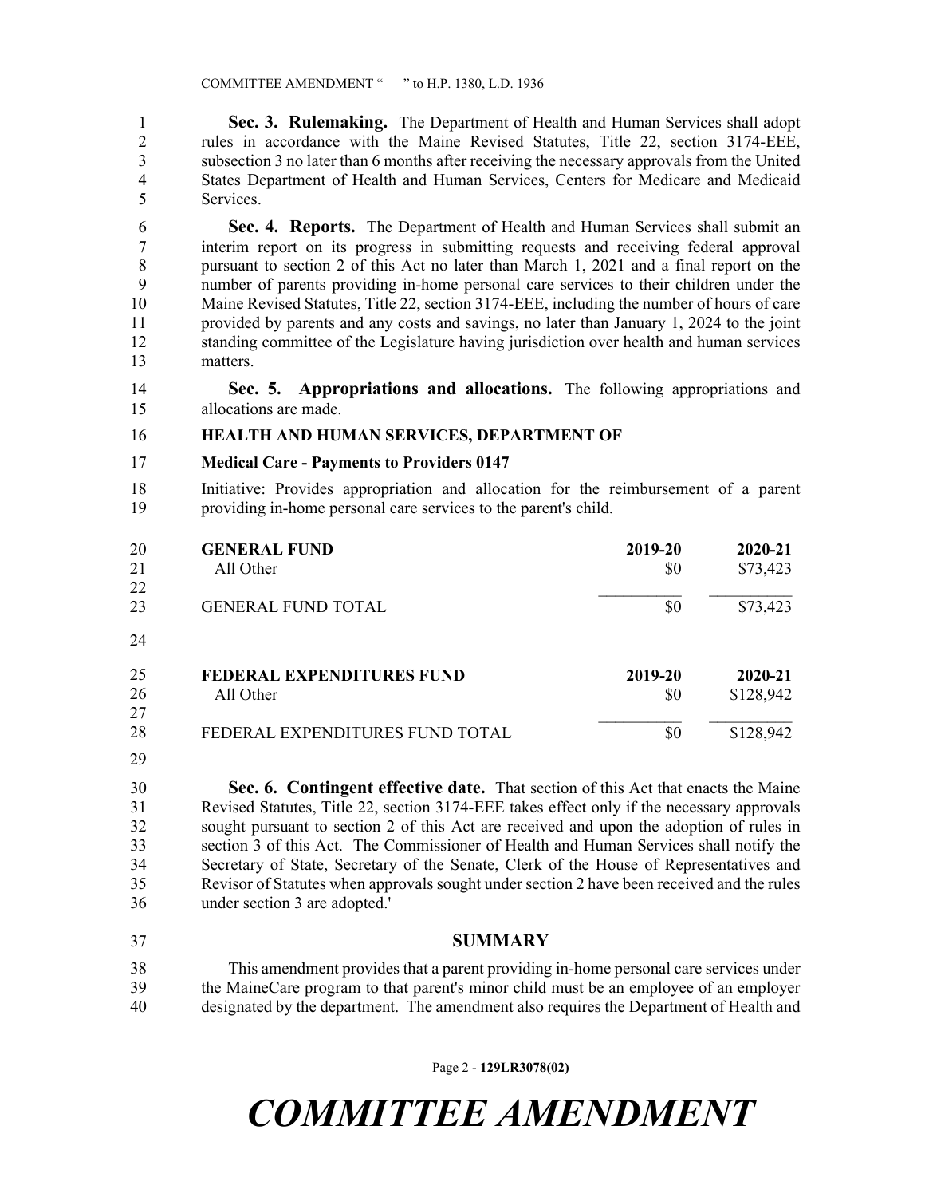**Sec. 3. Rulemaking.** The Department of Health and Human Services shall adopt rules in accordance with the Maine Revised Statutes, Title 22, section 3174-EEE, subsection 3 no later than 6 months after receiving the necessary approvals from the United States Department of Health and Human Services, Centers for Medicare and Medicaid Services.

**Sec. 4. Reports.** The Department of Health and Human Services shall submit an interim report on its progress in submitting requests and receiving federal approval pursuant to section 2 of this Act no later than March 1, 2021 and a final report on the number of parents providing in-home personal care services to their children under the Maine Revised Statutes, Title 22, section 3174-EEE, including the number of hours of care provided by parents and any costs and savings, no later than January 1, 2024 to the joint standing committee of the Legislature having jurisdiction over health and human services matters.

**Sec. 5. Appropriations and allocations.** The following appropriations and allocations are made.

**HEALTH AND HUMAN SERVICES, DEPARTMENT OF**

**Medical Care - Payments to Providers 0147**

Initiative: Provides appropriation and allocation for the reimbursement of a parent providing in-home personal care services to the parent's child.

| **GENERAL FUND** | **2019-20** | **2020-21** |
|---|---|---|
| All Other | $0 | $73,423 |
| GENERAL FUND TOTAL | $0 | $73,423 |

| **FEDERAL EXPENDITURES FUND** | **2019-20** | **2020-21** |
|---|---|---|
| All Other | $0 | $128,942 |
| FEDERAL EXPENDITURES FUND TOTAL | $0 | $128,942 |

**Sec. 6. Contingent effective date.** That section of this Act that enacts the Maine Revised Statutes, Title 22, section 3174-EEE takes effect only if the necessary approvals sought pursuant to section 2 of this Act are received and upon the adoption of rules in section 3 of this Act. The Commissioner of Health and Human Services shall notify the Secretary of State, Secretary of the Senate, Clerk of the House of Representatives and Revisor of Statutes when approvals sought under section 2 have been received and the rules under section 3 are adopted.'

## SUMMARY

This amendment provides that a parent providing in-home personal care services under the MaineCare program to that parent's minor child must be an employee of an employer designated by the department. The amendment also requires the Department of Health and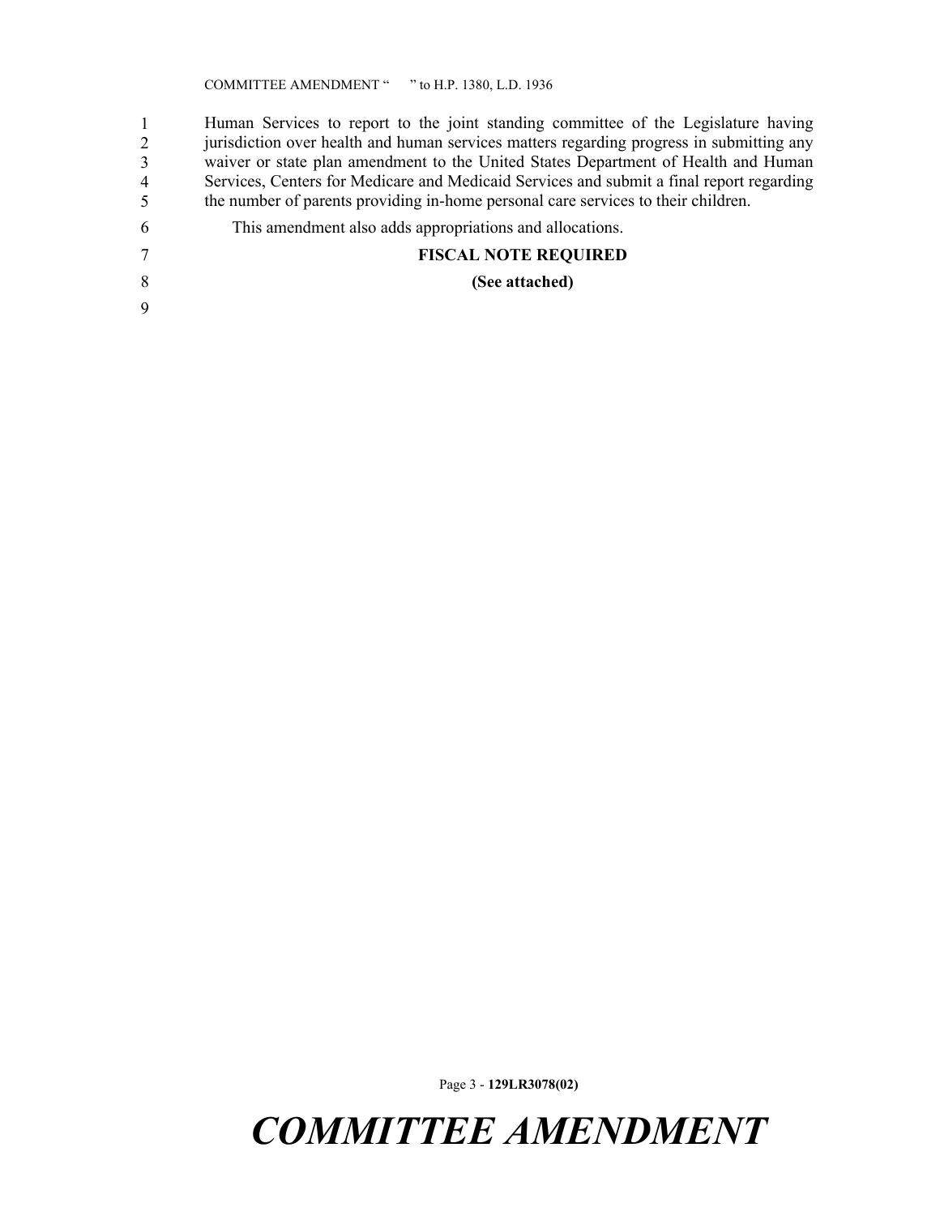Human Services to report to the joint standing committee of the Legislature having jurisdiction over health and human services matters regarding progress in submitting any waiver or state plan amendment to the United States Department of Health and Human Services, Centers for Medicare and Medicaid Services and submit a final report regarding the number of parents providing in-home personal care services to their children.

This amendment also adds appropriations and allocations.

**FISCAL NOTE REQUIRED**

**(See attached)**